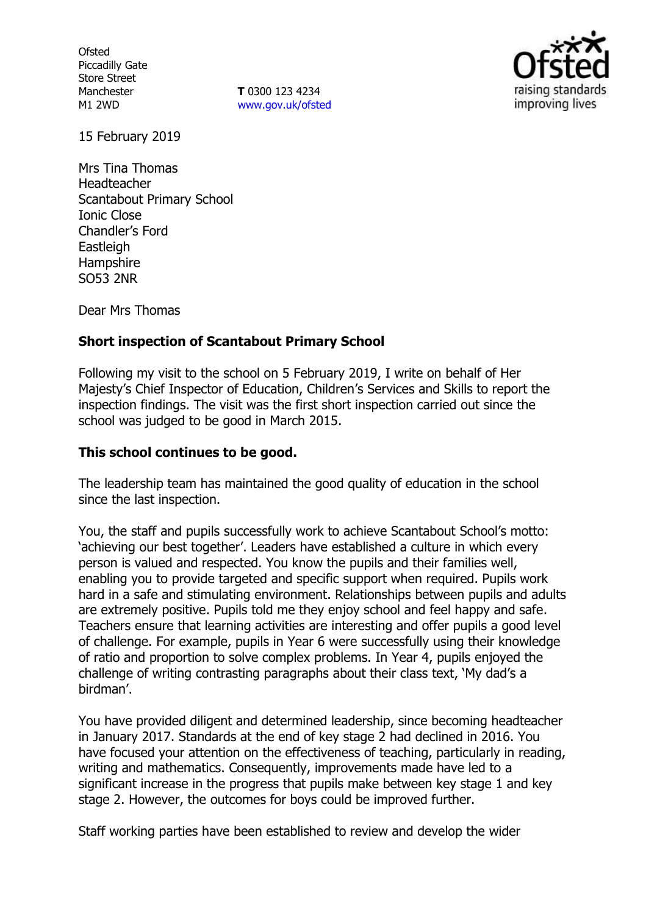Ofsted
Piccadilly Gate
Store Street
Manchester
M1 2WD

**T** 0300 123 4234
www.gov.uk/ofsted

15 February 2019

Mrs Tina Thomas
Headteacher
Scantabout Primary School
Ionic Close
Chandler's Ford
Eastleigh
Hampshire
SO53 2NR

Dear Mrs Thomas

**Short inspection of Scantabout Primary School**

Following my visit to the school on 5 February 2019, I write on behalf of Her Majesty's Chief Inspector of Education, Children's Services and Skills to report the inspection findings. The visit was the first short inspection carried out since the school was judged to be good in March 2015.

**This school continues to be good.**

The leadership team has maintained the good quality of education in the school since the last inspection.

You, the staff and pupils successfully work to achieve Scantabout School's motto: 'achieving our best together'. Leaders have established a culture in which every person is valued and respected. You know the pupils and their families well, enabling you to provide targeted and specific support when required. Pupils work hard in a safe and stimulating environment. Relationships between pupils and adults are extremely positive. Pupils told me they enjoy school and feel happy and safe. Teachers ensure that learning activities are interesting and offer pupils a good level of challenge. For example, pupils in Year 6 were successfully using their knowledge of ratio and proportion to solve complex problems. In Year 4, pupils enjoyed the challenge of writing contrasting paragraphs about their class text, 'My dad's a birdman'.

You have provided diligent and determined leadership, since becoming headteacher in January 2017. Standards at the end of key stage 2 had declined in 2016. You have focused your attention on the effectiveness of teaching, particularly in reading, writing and mathematics. Consequently, improvements made have led to a significant increase in the progress that pupils make between key stage 1 and key stage 2. However, the outcomes for boys could be improved further.

Staff working parties have been established to review and develop the wider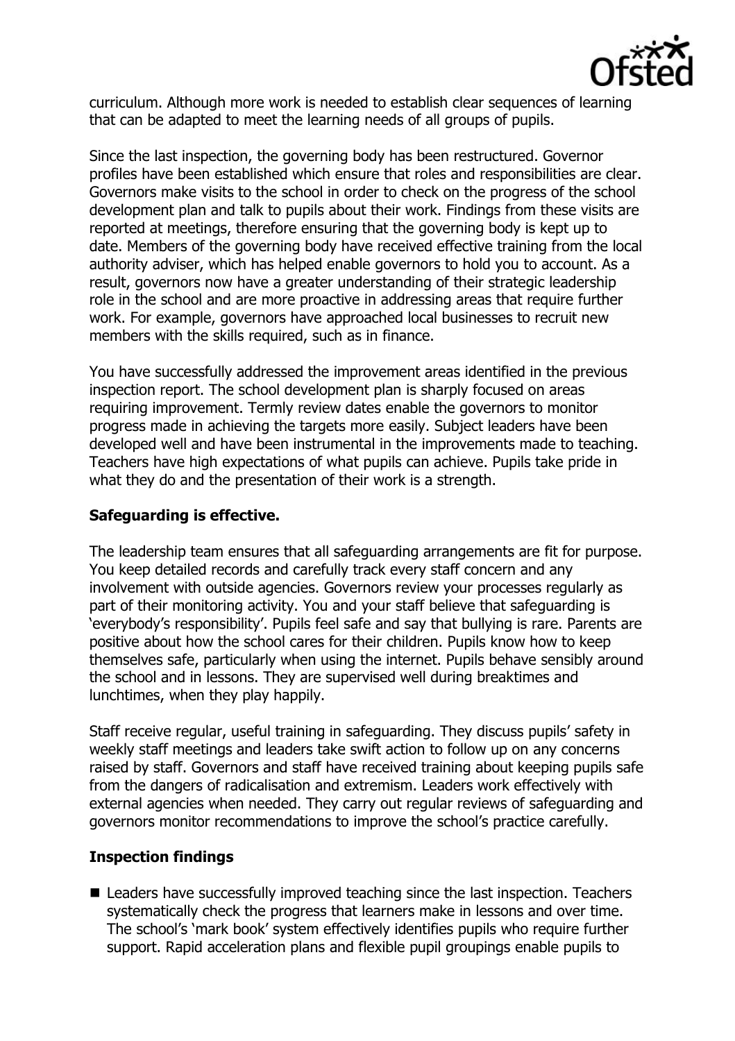curriculum. Although more work is needed to establish clear sequences of learning that can be adapted to meet the learning needs of all groups of pupils.

Since the last inspection, the governing body has been restructured. Governor profiles have been established which ensure that roles and responsibilities are clear. Governors make visits to the school in order to check on the progress of the school development plan and talk to pupils about their work. Findings from these visits are reported at meetings, therefore ensuring that the governing body is kept up to date. Members of the governing body have received effective training from the local authority adviser, which has helped enable governors to hold you to account. As a result, governors now have a greater understanding of their strategic leadership role in the school and are more proactive in addressing areas that require further work. For example, governors have approached local businesses to recruit new members with the skills required, such as in finance.

You have successfully addressed the improvement areas identified in the previous inspection report. The school development plan is sharply focused on areas requiring improvement. Termly review dates enable the governors to monitor progress made in achieving the targets more easily. Subject leaders have been developed well and have been instrumental in the improvements made to teaching. Teachers have high expectations of what pupils can achieve. Pupils take pride in what they do and the presentation of their work is a strength.

**Safeguarding is effective.**

The leadership team ensures that all safeguarding arrangements are fit for purpose. You keep detailed records and carefully track every staff concern and any involvement with outside agencies. Governors review your processes regularly as part of their monitoring activity. You and your staff believe that safeguarding is 'everybody's responsibility'. Pupils feel safe and say that bullying is rare. Parents are positive about how the school cares for their children. Pupils know how to keep themselves safe, particularly when using the internet. Pupils behave sensibly around the school and in lessons. They are supervised well during breaktimes and lunchtimes, when they play happily.

Staff receive regular, useful training in safeguarding. They discuss pupils' safety in weekly staff meetings and leaders take swift action to follow up on any concerns raised by staff. Governors and staff have received training about keeping pupils safe from the dangers of radicalisation and extremism. Leaders work effectively with external agencies when needed. They carry out regular reviews of safeguarding and governors monitor recommendations to improve the school's practice carefully.

**Inspection findings**

- Leaders have successfully improved teaching since the last inspection. Teachers systematically check the progress that learners make in lessons and over time. The school's 'mark book' system effectively identifies pupils who require further support. Rapid acceleration plans and flexible pupil groupings enable pupils to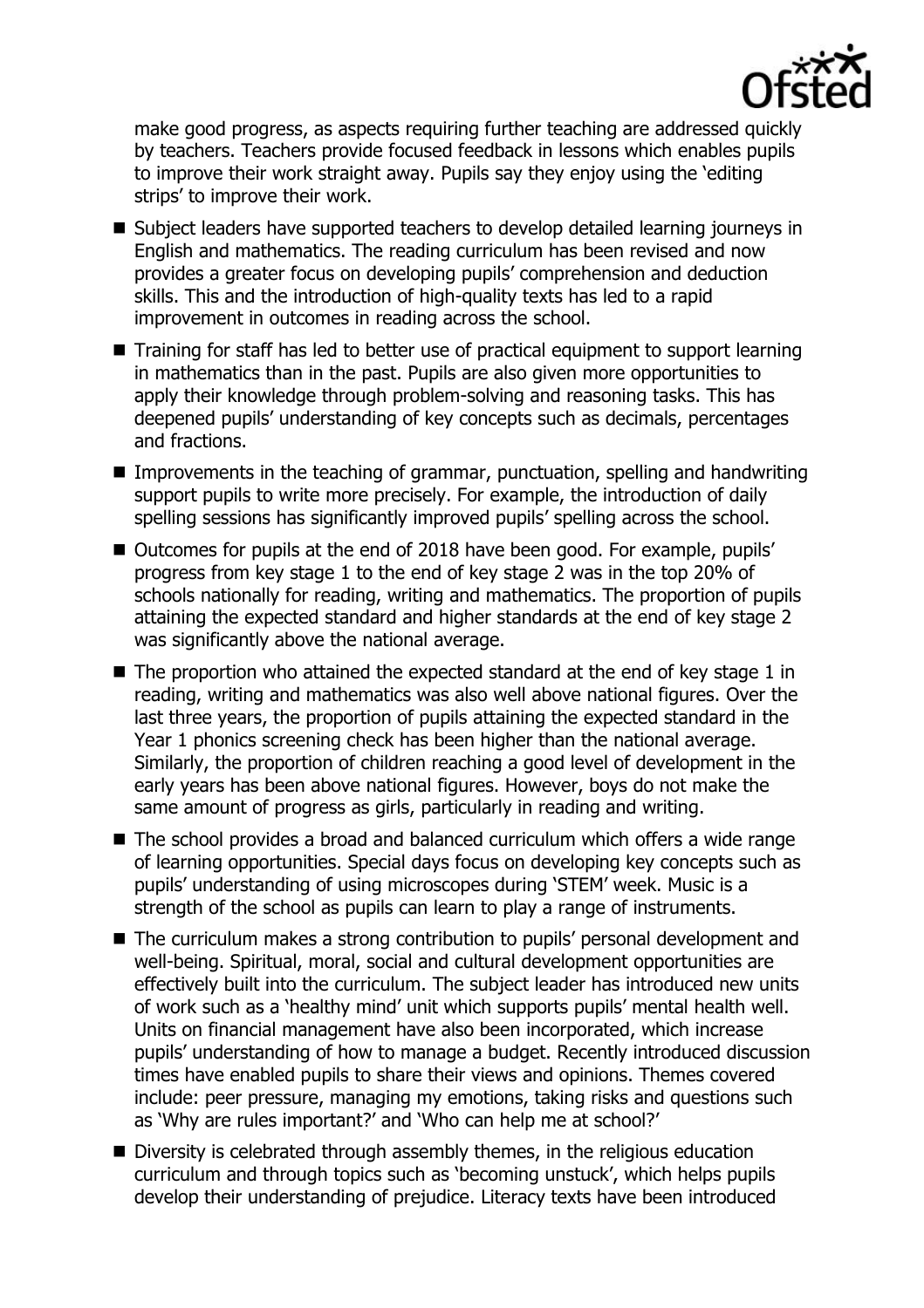make good progress, as aspects requiring further teaching are addressed quickly by teachers. Teachers provide focused feedback in lessons which enables pupils to improve their work straight away. Pupils say they enjoy using the 'editing strips' to improve their work.

- Subject leaders have supported teachers to develop detailed learning journeys in English and mathematics. The reading curriculum has been revised and now provides a greater focus on developing pupils' comprehension and deduction skills. This and the introduction of high-quality texts has led to a rapid improvement in outcomes in reading across the school.
- Training for staff has led to better use of practical equipment to support learning in mathematics than in the past. Pupils are also given more opportunities to apply their knowledge through problem-solving and reasoning tasks. This has deepened pupils' understanding of key concepts such as decimals, percentages and fractions.
- Improvements in the teaching of grammar, punctuation, spelling and handwriting support pupils to write more precisely. For example, the introduction of daily spelling sessions has significantly improved pupils' spelling across the school.
- Outcomes for pupils at the end of 2018 have been good. For example, pupils' progress from key stage 1 to the end of key stage 2 was in the top 20% of schools nationally for reading, writing and mathematics. The proportion of pupils attaining the expected standard and higher standards at the end of key stage 2 was significantly above the national average.
- The proportion who attained the expected standard at the end of key stage 1 in reading, writing and mathematics was also well above national figures. Over the last three years, the proportion of pupils attaining the expected standard in the Year 1 phonics screening check has been higher than the national average. Similarly, the proportion of children reaching a good level of development in the early years has been above national figures. However, boys do not make the same amount of progress as girls, particularly in reading and writing.
- The school provides a broad and balanced curriculum which offers a wide range of learning opportunities. Special days focus on developing key concepts such as pupils' understanding of using microscopes during 'STEM' week. Music is a strength of the school as pupils can learn to play a range of instruments.
- The curriculum makes a strong contribution to pupils' personal development and well-being. Spiritual, moral, social and cultural development opportunities are effectively built into the curriculum. The subject leader has introduced new units of work such as a 'healthy mind' unit which supports pupils' mental health well. Units on financial management have also been incorporated, which increase pupils' understanding of how to manage a budget. Recently introduced discussion times have enabled pupils to share their views and opinions. Themes covered include: peer pressure, managing my emotions, taking risks and questions such as 'Why are rules important?' and 'Who can help me at school?'
- Diversity is celebrated through assembly themes, in the religious education curriculum and through topics such as 'becoming unstuck', which helps pupils develop their understanding of prejudice. Literacy texts have been introduced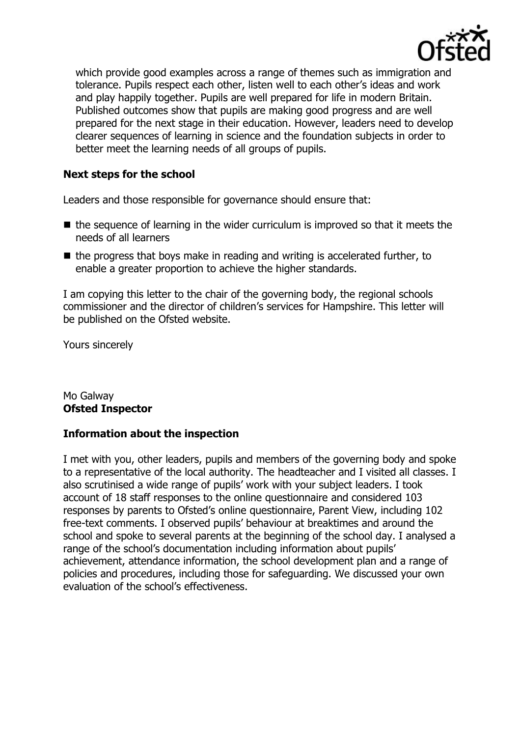which provide good examples across a range of themes such as immigration and tolerance. Pupils respect each other, listen well to each other's ideas and work and play happily together. Pupils are well prepared for life in modern Britain. Published outcomes show that pupils are making good progress and are well prepared for the next stage in their education. However, leaders need to develop clearer sequences of learning in science and the foundation subjects in order to better meet the learning needs of all groups of pupils.

## Next steps for the school

Leaders and those responsible for governance should ensure that:

- the sequence of learning in the wider curriculum is improved so that it meets the needs of all learners
- the progress that boys make in reading and writing is accelerated further, to enable a greater proportion to achieve the higher standards.

I am copying this letter to the chair of the governing body, the regional schools commissioner and the director of children's services for Hampshire. This letter will be published on the Ofsted website.

Yours sincerely

Mo Galway
**Ofsted Inspector**

## Information about the inspection

I met with you, other leaders, pupils and members of the governing body and spoke to a representative of the local authority. The headteacher and I visited all classes. I also scrutinised a wide range of pupils' work with your subject leaders. I took account of 18 staff responses to the online questionnaire and considered 103 responses by parents to Ofsted's online questionnaire, Parent View, including 102 free-text comments. I observed pupils' behaviour at breaktimes and around the school and spoke to several parents at the beginning of the school day. I analysed a range of the school's documentation including information about pupils' achievement, attendance information, the school development plan and a range of policies and procedures, including those for safeguarding. We discussed your own evaluation of the school's effectiveness.